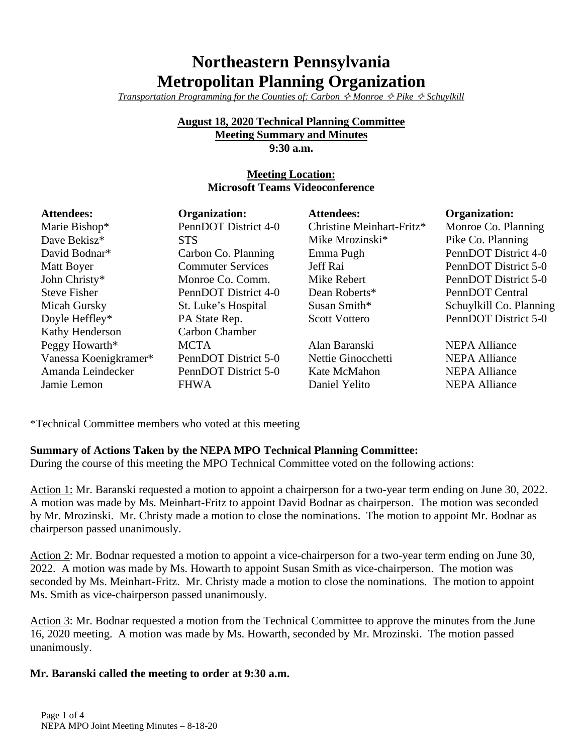# Northeastern Pennsylvania Metropolitan Planning Organization

*Transportation Programming for the Counties of: Carbon ✧ Monroe ✧ Pike ✧ Schuylkill*

**August 18, 2020 Technical Planning Committee**
**Meeting Summary and Minutes**
**9:30 a.m.**

**Meeting Location:**
**Microsoft Teams Videoconference**

| Attendees: | Organization: | Attendees: | Organization: |
|---|---|---|---|
| Marie Bishop* | PennDOT District 4-0 | Christine Meinhart-Fritz* | Monroe Co. Planning |
| Dave Bekisz* | STS | Mike Mrozinski* | Pike Co. Planning |
| David Bodnar* | Carbon Co. Planning | Emma Pugh | PennDOT District 4-0 |
| Matt Boyer | Commuter Services | Jeff Rai | PennDOT District 5-0 |
| John Christy* | Monroe Co. Comm. | Mike Rebert | PennDOT District 5-0 |
| Steve Fisher | PennDOT District 4-0 | Dean Roberts* | PennDOT Central |
| Micah Gursky | St. Luke's Hospital | Susan Smith* | Schuylkill Co. Planning |
| Doyle Heffley* | PA State Rep. | Scott Vottero | PennDOT District 5-0 |
| Kathy Henderson | Carbon Chamber | | |
| Peggy Howarth* | MCTA | Alan Baranski | NEPA Alliance |
| Vanessa Koenigkramer* | PennDOT District 5-0 | Nettie Ginocchetti | NEPA Alliance |
| Amanda Leindecker | PennDOT District 5-0 | Kate McMahon | NEPA Alliance |
| Jamie Lemon | FHWA | Daniel Yelito | NEPA Alliance |

*Technical Committee members who voted at this meeting

**Summary of Actions Taken by the NEPA MPO Technical Planning Committee:**
During the course of this meeting the MPO Technical Committee voted on the following actions:

Action 1: Mr. Baranski requested a motion to appoint a chairperson for a two-year term ending on June 30, 2022. A motion was made by Ms. Meinhart-Fritz to appoint David Bodnar as chairperson. The motion was seconded by Mr. Mrozinski. Mr. Christy made a motion to close the nominations. The motion to appoint Mr. Bodnar as chairperson passed unanimously.

Action 2: Mr. Bodnar requested a motion to appoint a vice-chairperson for a two-year term ending on June 30, 2022. A motion was made by Ms. Howarth to appoint Susan Smith as vice-chairperson. The motion was seconded by Ms. Meinhart-Fritz. Mr. Christy made a motion to close the nominations. The motion to appoint Ms. Smith as vice-chairperson passed unanimously.

Action 3: Mr. Bodnar requested a motion from the Technical Committee to approve the minutes from the June 16, 2020 meeting. A motion was made by Ms. Howarth, seconded by Mr. Mrozinski. The motion passed unanimously.

**Mr. Baranski called the meeting to order at 9:30 a.m.**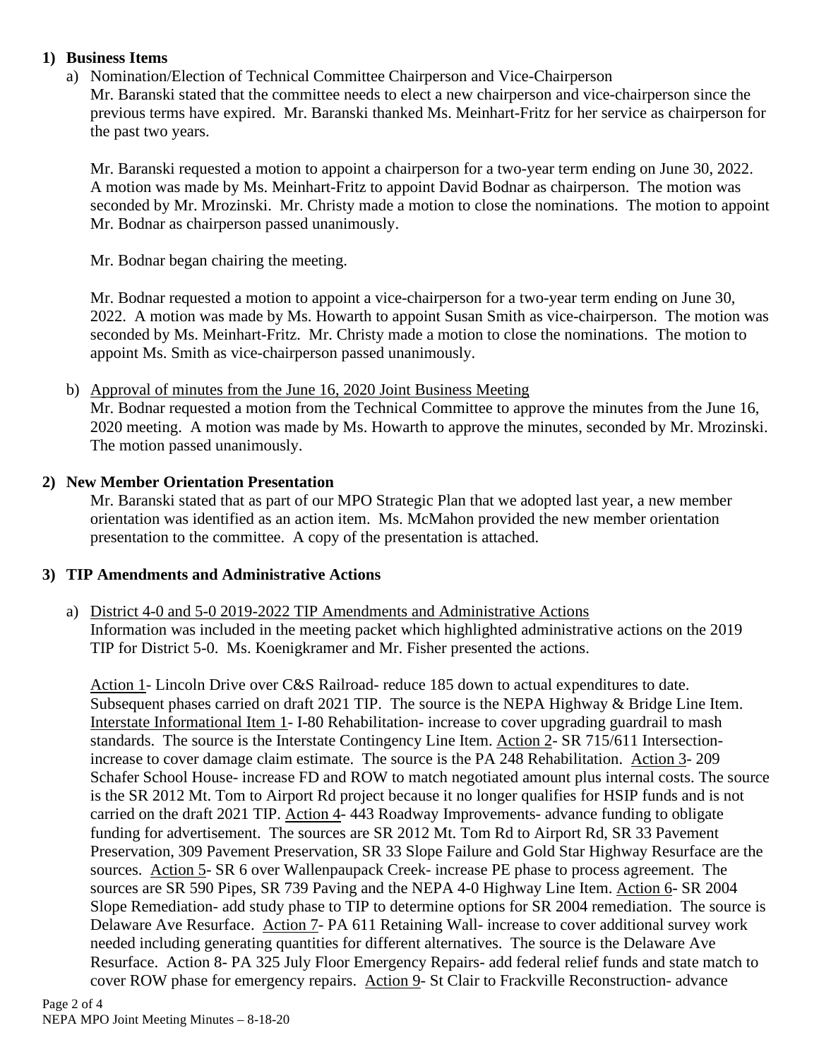**1) Business Items**

a) Nomination/Election of Technical Committee Chairperson and Vice-Chairperson

Mr. Baranski stated that the committee needs to elect a new chairperson and vice-chairperson since the previous terms have expired. Mr. Baranski thanked Ms. Meinhart-Fritz for her service as chairperson for the past two years.

Mr. Baranski requested a motion to appoint a chairperson for a two-year term ending on June 30, 2022. A motion was made by Ms. Meinhart-Fritz to appoint David Bodnar as chairperson. The motion was seconded by Mr. Mrozinski. Mr. Christy made a motion to close the nominations. The motion to appoint Mr. Bodnar as chairperson passed unanimously.

Mr. Bodnar began chairing the meeting.

Mr. Bodnar requested a motion to appoint a vice-chairperson for a two-year term ending on June 30, 2022. A motion was made by Ms. Howarth to appoint Susan Smith as vice-chairperson. The motion was seconded by Ms. Meinhart-Fritz. Mr. Christy made a motion to close the nominations. The motion to appoint Ms. Smith as vice-chairperson passed unanimously.

b) Approval of minutes from the June 16, 2020 Joint Business Meeting

Mr. Bodnar requested a motion from the Technical Committee to approve the minutes from the June 16, 2020 meeting. A motion was made by Ms. Howarth to approve the minutes, seconded by Mr. Mrozinski. The motion passed unanimously.

**2) New Member Orientation Presentation**

Mr. Baranski stated that as part of our MPO Strategic Plan that we adopted last year, a new member orientation was identified as an action item. Ms. McMahon provided the new member orientation presentation to the committee. A copy of the presentation is attached.

**3) TIP Amendments and Administrative Actions**

a) District 4-0 and 5-0 2019-2022 TIP Amendments and Administrative Actions

Information was included in the meeting packet which highlighted administrative actions on the 2019 TIP for District 5-0. Ms. Koenigkramer and Mr. Fisher presented the actions.

Action 1- Lincoln Drive over C&S Railroad- reduce 185 down to actual expenditures to date. Subsequent phases carried on draft 2021 TIP. The source is the NEPA Highway & Bridge Line Item. Interstate Informational Item 1- I-80 Rehabilitation- increase to cover upgrading guardrail to mash standards. The source is the Interstate Contingency Line Item. Action 2- SR 715/611 Intersection- increase to cover damage claim estimate. The source is the PA 248 Rehabilitation. Action 3- 209 Schafer School House- increase FD and ROW to match negotiated amount plus internal costs. The source is the SR 2012 Mt. Tom to Airport Rd project because it no longer qualifies for HSIP funds and is not carried on the draft 2021 TIP. Action 4- 443 Roadway Improvements- advance funding to obligate funding for advertisement. The sources are SR 2012 Mt. Tom Rd to Airport Rd, SR 33 Pavement Preservation, 309 Pavement Preservation, SR 33 Slope Failure and Gold Star Highway Resurface are the sources. Action 5- SR 6 over Wallenpaupack Creek- increase PE phase to process agreement. The sources are SR 590 Pipes, SR 739 Paving and the NEPA 4-0 Highway Line Item. Action 6- SR 2004 Slope Remediation- add study phase to TIP to determine options for SR 2004 remediation. The source is Delaware Ave Resurface. Action 7- PA 611 Retaining Wall- increase to cover additional survey work needed including generating quantities for different alternatives. The source is the Delaware Ave Resurface. Action 8- PA 325 July Floor Emergency Repairs- add federal relief funds and state match to cover ROW phase for emergency repairs. Action 9- St Clair to Frackville Reconstruction- advance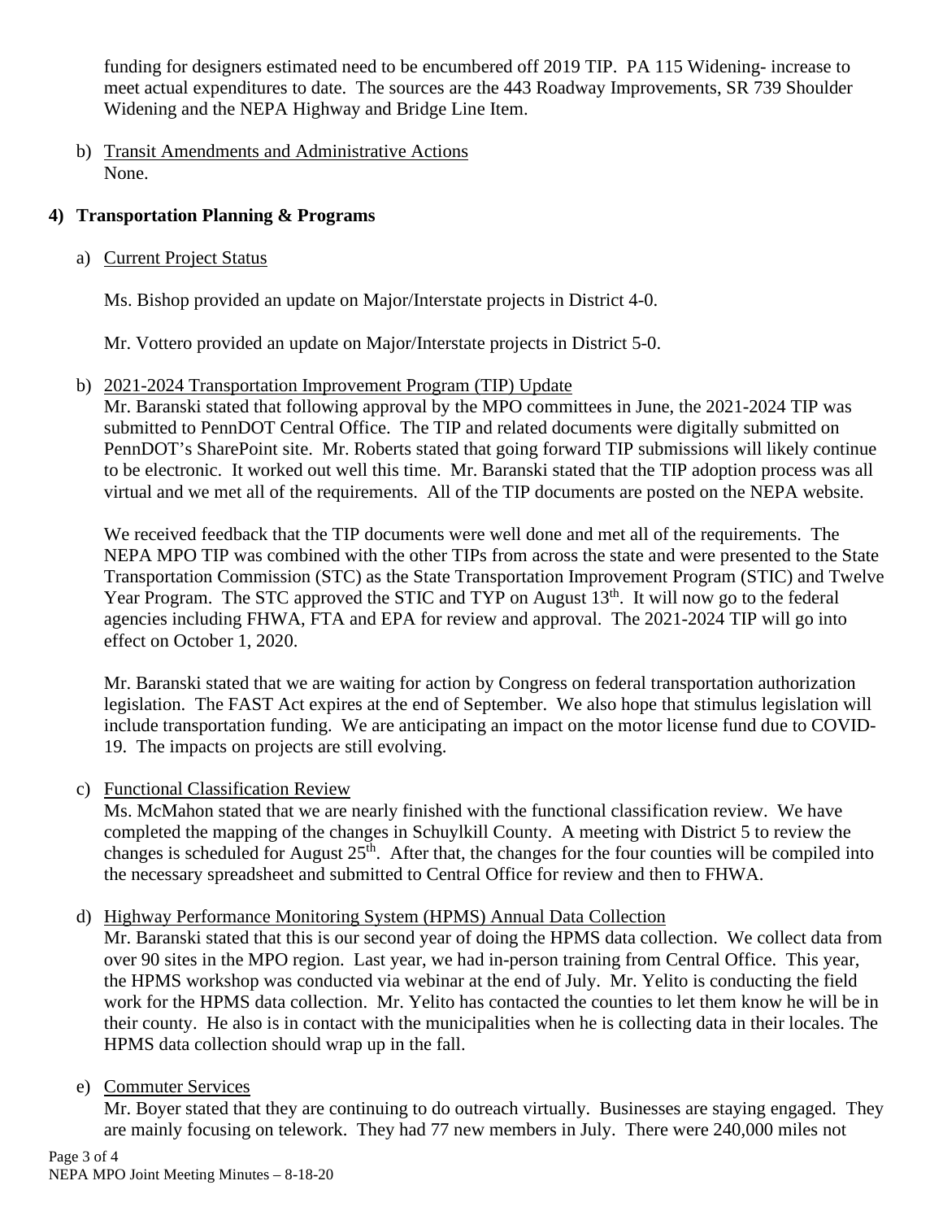funding for designers estimated need to be encumbered off 2019 TIP. PA 115 Widening- increase to meet actual expenditures to date. The sources are the 443 Roadway Improvements, SR 739 Shoulder Widening and the NEPA Highway and Bridge Line Item.

b) Transit Amendments and Administrative Actions
None.

## 4) Transportation Planning & Programs

a) Current Project Status

Ms. Bishop provided an update on Major/Interstate projects in District 4-0.

Mr. Vottero provided an update on Major/Interstate projects in District 5-0.

b) 2021-2024 Transportation Improvement Program (TIP) Update
Mr. Baranski stated that following approval by the MPO committees in June, the 2021-2024 TIP was submitted to PennDOT Central Office. The TIP and related documents were digitally submitted on PennDOT's SharePoint site. Mr. Roberts stated that going forward TIP submissions will likely continue to be electronic. It worked out well this time. Mr. Baranski stated that the TIP adoption process was all virtual and we met all of the requirements. All of the TIP documents are posted on the NEPA website.

We received feedback that the TIP documents were well done and met all of the requirements. The NEPA MPO TIP was combined with the other TIPs from across the state and were presented to the State Transportation Commission (STC) as the State Transportation Improvement Program (STIC) and Twelve Year Program. The STC approved the STIC and TYP on August 13th. It will now go to the federal agencies including FHWA, FTA and EPA for review and approval. The 2021-2024 TIP will go into effect on October 1, 2020.

Mr. Baranski stated that we are waiting for action by Congress on federal transportation authorization legislation. The FAST Act expires at the end of September. We also hope that stimulus legislation will include transportation funding. We are anticipating an impact on the motor license fund due to COVID-19. The impacts on projects are still evolving.

c) Functional Classification Review
Ms. McMahon stated that we are nearly finished with the functional classification review. We have completed the mapping of the changes in Schuylkill County. A meeting with District 5 to review the changes is scheduled for August 25th. After that, the changes for the four counties will be compiled into the necessary spreadsheet and submitted to Central Office for review and then to FHWA.

d) Highway Performance Monitoring System (HPMS) Annual Data Collection
Mr. Baranski stated that this is our second year of doing the HPMS data collection. We collect data from over 90 sites in the MPO region. Last year, we had in-person training from Central Office. This year, the HPMS workshop was conducted via webinar at the end of July. Mr. Yelito is conducting the field work for the HPMS data collection. Mr. Yelito has contacted the counties to let them know he will be in their county. He also is in contact with the municipalities when he is collecting data in their locales. The HPMS data collection should wrap up in the fall.

e) Commuter Services
Mr. Boyer stated that they are continuing to do outreach virtually. Businesses are staying engaged. They are mainly focusing on telework. They had 77 new members in July. There were 240,000 miles not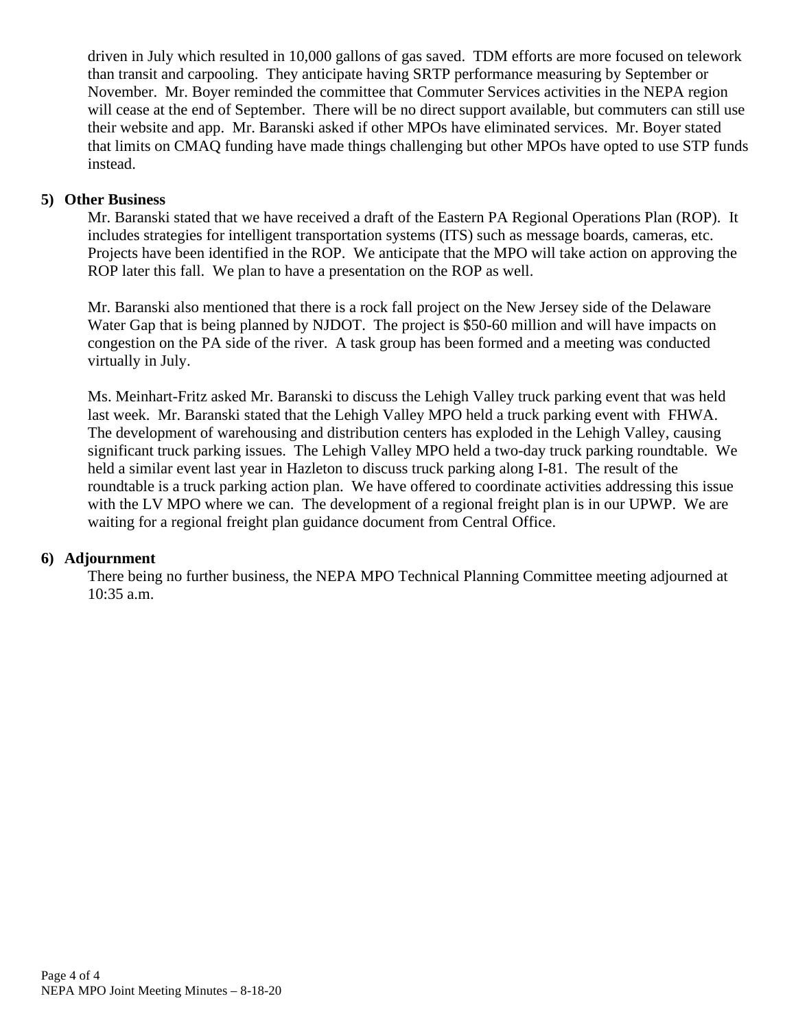driven in July which resulted in 10,000 gallons of gas saved. TDM efforts are more focused on telework than transit and carpooling. They anticipate having SRTP performance measuring by September or November. Mr. Boyer reminded the committee that Commuter Services activities in the NEPA region will cease at the end of September. There will be no direct support available, but commuters can still use their website and app. Mr. Baranski asked if other MPOs have eliminated services. Mr. Boyer stated that limits on CMAQ funding have made things challenging but other MPOs have opted to use STP funds instead.

**5) Other Business**

Mr. Baranski stated that we have received a draft of the Eastern PA Regional Operations Plan (ROP). It includes strategies for intelligent transportation systems (ITS) such as message boards, cameras, etc. Projects have been identified in the ROP. We anticipate that the MPO will take action on approving the ROP later this fall. We plan to have a presentation on the ROP as well.

Mr. Baranski also mentioned that there is a rock fall project on the New Jersey side of the Delaware Water Gap that is being planned by NJDOT. The project is $50-60 million and will have impacts on congestion on the PA side of the river. A task group has been formed and a meeting was conducted virtually in July.

Ms. Meinhart-Fritz asked Mr. Baranski to discuss the Lehigh Valley truck parking event that was held last week. Mr. Baranski stated that the Lehigh Valley MPO held a truck parking event with FHWA. The development of warehousing and distribution centers has exploded in the Lehigh Valley, causing significant truck parking issues. The Lehigh Valley MPO held a two-day truck parking roundtable. We held a similar event last year in Hazleton to discuss truck parking along I-81. The result of the roundtable is a truck parking action plan. We have offered to coordinate activities addressing this issue with the LV MPO where we can. The development of a regional freight plan is in our UPWP. We are waiting for a regional freight plan guidance document from Central Office.

**6) Adjournment**

There being no further business, the NEPA MPO Technical Planning Committee meeting adjourned at 10:35 a.m.